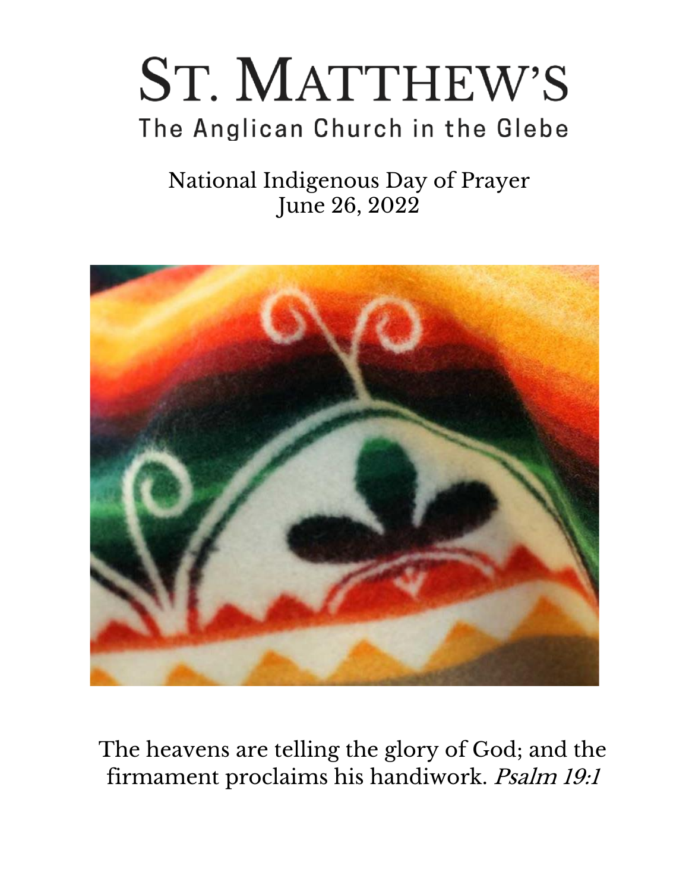# St. Matthew's

## The Anglican Church in the Glebe

National Indigenous Day of Prayer
June 26, 2022

The heavens are telling the glory of God; and the firmament proclaims his handiwork. *Psalm 19:1*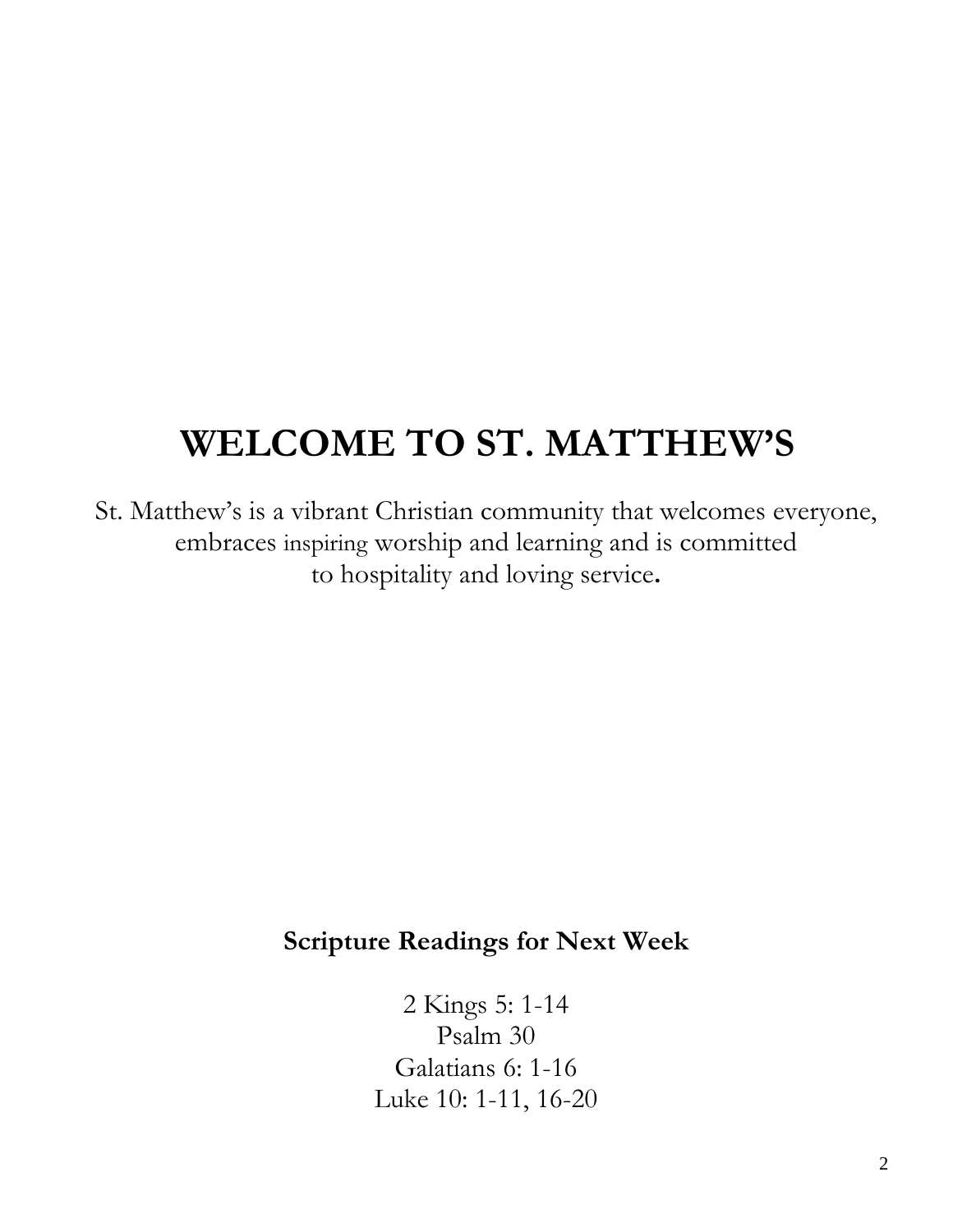# WELCOME TO ST. MATTHEW'S

St. Matthew's is a vibrant Christian community that welcomes everyone, embraces inspiring worship and learning and is committed to hospitality and loving service.

**Scripture Readings for Next Week**

2 Kings 5: 1-14
Psalm 30
Galatians 6: 1-16
Luke 10: 1-11, 16-20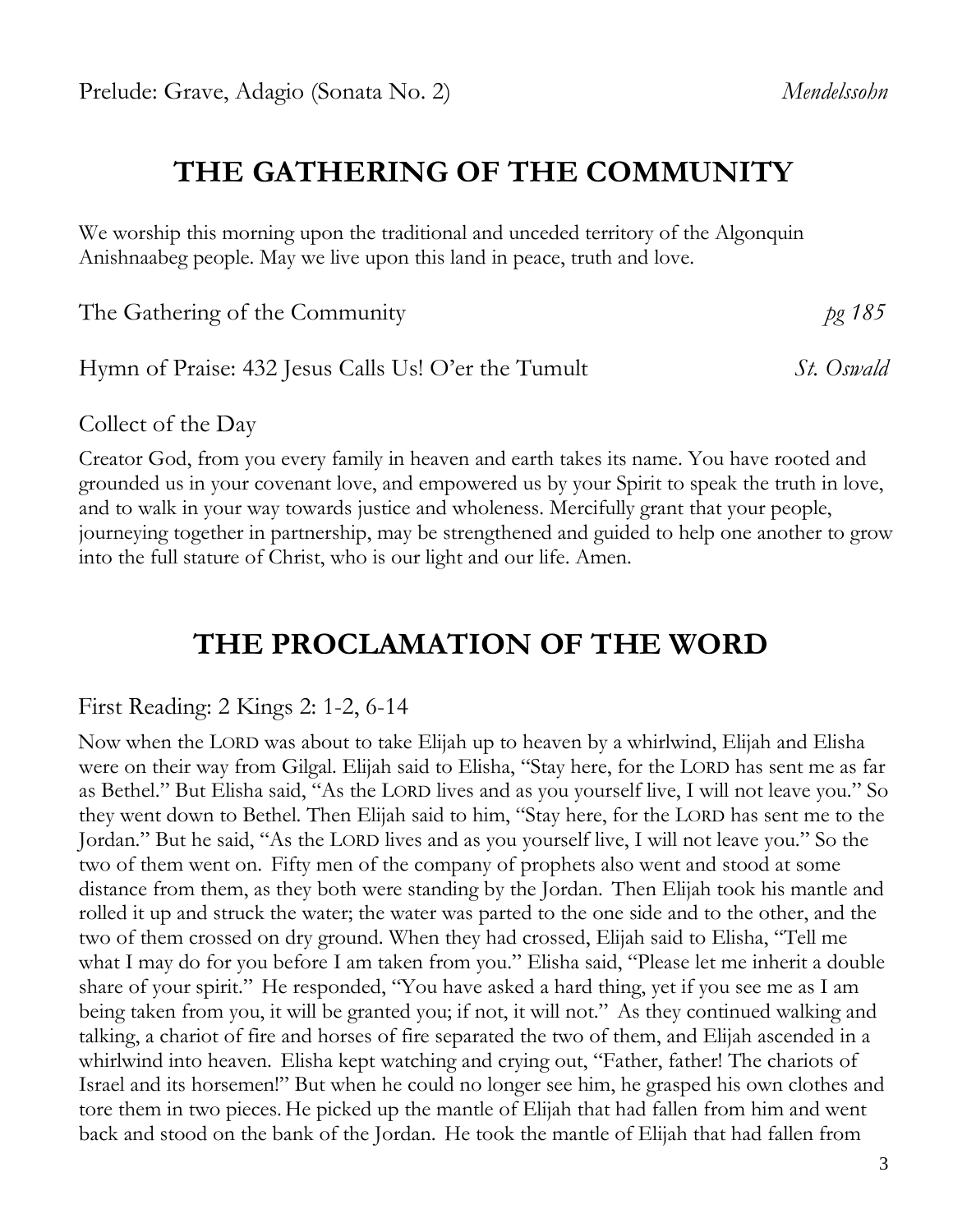Prelude: Grave, Adagio (Sonata No. 2) *Mendelssohn*

# THE GATHERING OF THE COMMUNITY

We worship this morning upon the traditional and unceded territory of the Algonquin Anishnaabeg people. May we live upon this land in peace, truth and love.

The Gathering of the Community *pg 185*

Hymn of Praise: 432 Jesus Calls Us! O'er the Tumult *St. Oswald*

Collect of the Day

Creator God, from you every family in heaven and earth takes its name. You have rooted and grounded us in your covenant love, and empowered us by your Spirit to speak the truth in love, and to walk in your way towards justice and wholeness. Mercifully grant that your people, journeying together in partnership, may be strengthened and guided to help one another to grow into the full stature of Christ, who is our light and our life. Amen.

# THE PROCLAMATION OF THE WORD

First Reading: 2 Kings 2: 1-2, 6-14

Now when the LORD was about to take Elijah up to heaven by a whirlwind, Elijah and Elisha were on their way from Gilgal. Elijah said to Elisha, "Stay here, for the LORD has sent me as far as Bethel." But Elisha said, "As the LORD lives and as you yourself live, I will not leave you." So they went down to Bethel. Then Elijah said to him, "Stay here, for the LORD has sent me to the Jordan." But he said, "As the LORD lives and as you yourself live, I will not leave you." So the two of them went on. Fifty men of the company of prophets also went and stood at some distance from them, as they both were standing by the Jordan. Then Elijah took his mantle and rolled it up and struck the water; the water was parted to the one side and to the other, and the two of them crossed on dry ground. When they had crossed, Elijah said to Elisha, "Tell me what I may do for you before I am taken from you." Elisha said, "Please let me inherit a double share of your spirit." He responded, "You have asked a hard thing, yet if you see me as I am being taken from you, it will be granted you; if not, it will not." As they continued walking and talking, a chariot of fire and horses of fire separated the two of them, and Elijah ascended in a whirlwind into heaven. Elisha kept watching and crying out, "Father, father! The chariots of Israel and its horsemen!" But when he could no longer see him, he grasped his own clothes and tore them in two pieces. He picked up the mantle of Elijah that had fallen from him and went back and stood on the bank of the Jordan. He took the mantle of Elijah that had fallen from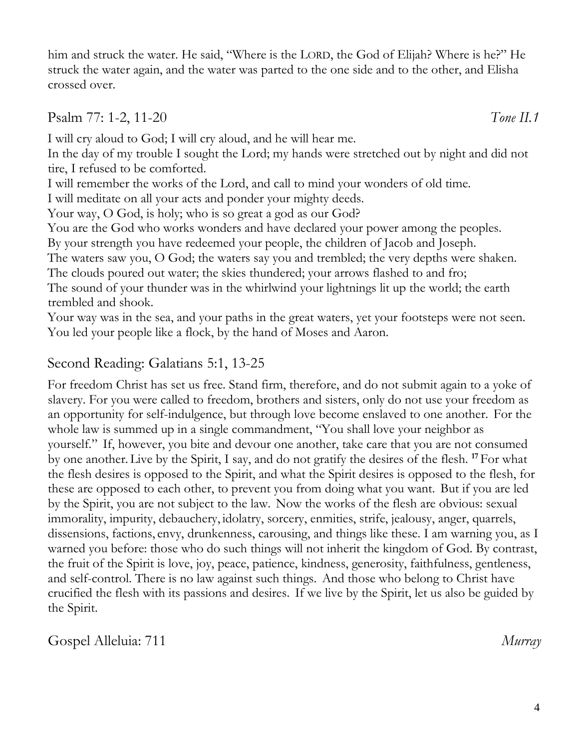him and struck the water. He said, "Where is the LORD, the God of Elijah? Where is he?" He struck the water again, and the water was parted to the one side and to the other, and Elisha crossed over.

## Psalm 77: 1-2, 11-20 *Tone II.1*

I will cry aloud to God; I will cry aloud, and he will hear me.
In the day of my trouble I sought the Lord; my hands were stretched out by night and did not tire, I refused to be comforted.
I will remember the works of the Lord, and call to mind your wonders of old time.
I will meditate on all your acts and ponder your mighty deeds.
Your way, O God, is holy; who is so great a god as our God?
You are the God who works wonders and have declared your power among the peoples.
By your strength you have redeemed your people, the children of Jacob and Joseph.
The waters saw you, O God; the waters say you and trembled; the very depths were shaken.
The clouds poured out water; the skies thundered; your arrows flashed to and fro;
The sound of your thunder was in the whirlwind your lightnings lit up the world; the earth trembled and shook.
Your way was in the sea, and your paths in the great waters, yet your footsteps were not seen.
You led your people like a flock, by the hand of Moses and Aaron.

## Second Reading: Galatians 5:1, 13-25

For freedom Christ has set us free. Stand firm, therefore, and do not submit again to a yoke of slavery. For you were called to freedom, brothers and sisters, only do not use your freedom as an opportunity for self-indulgence, but through love become enslaved to one another. For the whole law is summed up in a single commandment, "You shall love your neighbor as yourself." If, however, you bite and devour one another, take care that you are not consumed by one another. Live by the Spirit, I say, and do not gratify the desires of the flesh. **17** For what the flesh desires is opposed to the Spirit, and what the Spirit desires is opposed to the flesh, for these are opposed to each other, to prevent you from doing what you want. But if you are led by the Spirit, you are not subject to the law. Now the works of the flesh are obvious: sexual immorality, impurity, debauchery, idolatry, sorcery, enmities, strife, jealousy, anger, quarrels, dissensions, factions, envy, drunkenness, carousing, and things like these. I am warning you, as I warned you before: those who do such things will not inherit the kingdom of God. By contrast, the fruit of the Spirit is love, joy, peace, patience, kindness, generosity, faithfulness, gentleness, and self-control. There is no law against such things. And those who belong to Christ have crucified the flesh with its passions and desires. If we live by the Spirit, let us also be guided by the Spirit.

## Gospel Alleluia: 711 *Murray*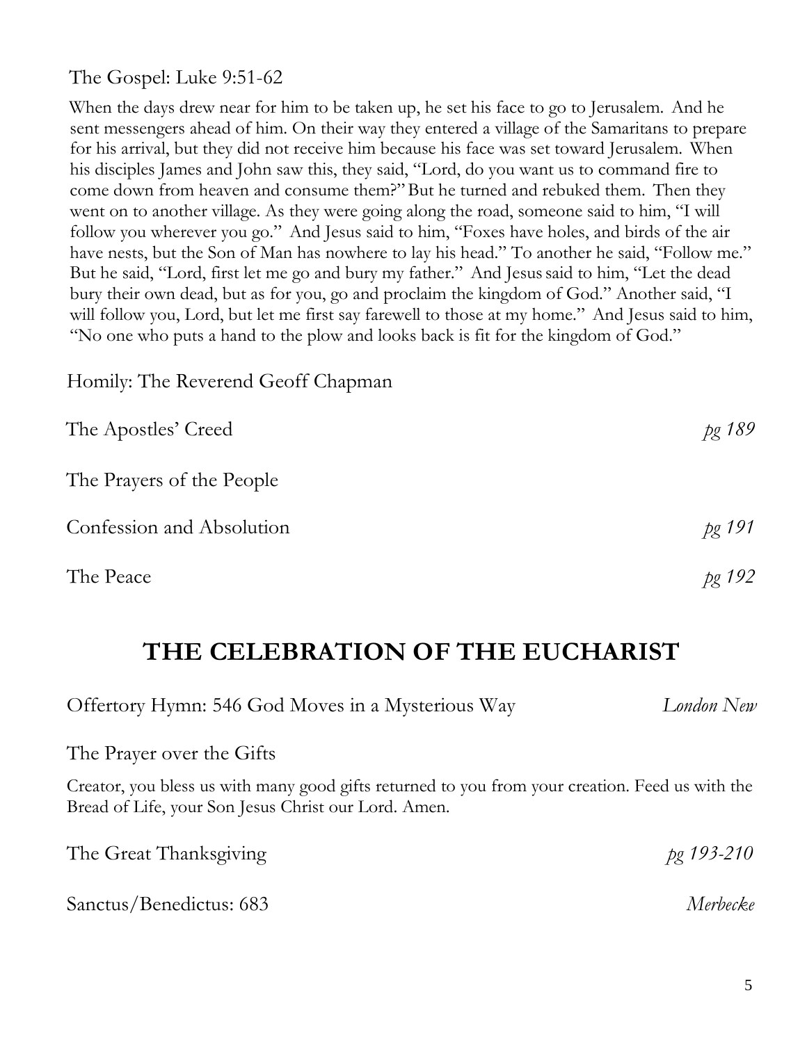The Gospel: Luke 9:51-62

When the days drew near for him to be taken up, he set his face to go to Jerusalem. And he sent messengers ahead of him. On their way they entered a village of the Samaritans to prepare for his arrival, but they did not receive him because his face was set toward Jerusalem. When his disciples James and John saw this, they said, "Lord, do you want us to command fire to come down from heaven and consume them?" But he turned and rebuked them. Then they went on to another village. As they were going along the road, someone said to him, "I will follow you wherever you go." And Jesus said to him, "Foxes have holes, and birds of the air have nests, but the Son of Man has nowhere to lay his head." To another he said, "Follow me." But he said, "Lord, first let me go and bury my father." And Jesus said to him, "Let the dead bury their own dead, but as for you, go and proclaim the kingdom of God." Another said, "I will follow you, Lord, but let me first say farewell to those at my home." And Jesus said to him, "No one who puts a hand to the plow and looks back is fit for the kingdom of God."

Homily: The Reverend Geoff Chapman

The Apostles' Creed *pg 189*

The Prayers of the People

Confession and Absolution *pg 191*

The Peace *pg 192*

## THE CELEBRATION OF THE EUCHARIST

Offertory Hymn: 546 God Moves in a Mysterious Way *London New*

The Prayer over the Gifts

Creator, you bless us with many good gifts returned to you from your creation. Feed us with the Bread of Life, your Son Jesus Christ our Lord. Amen.

The Great Thanksgiving *pg 193-210*

Sanctus/Benedictus: 683 *Merbecke*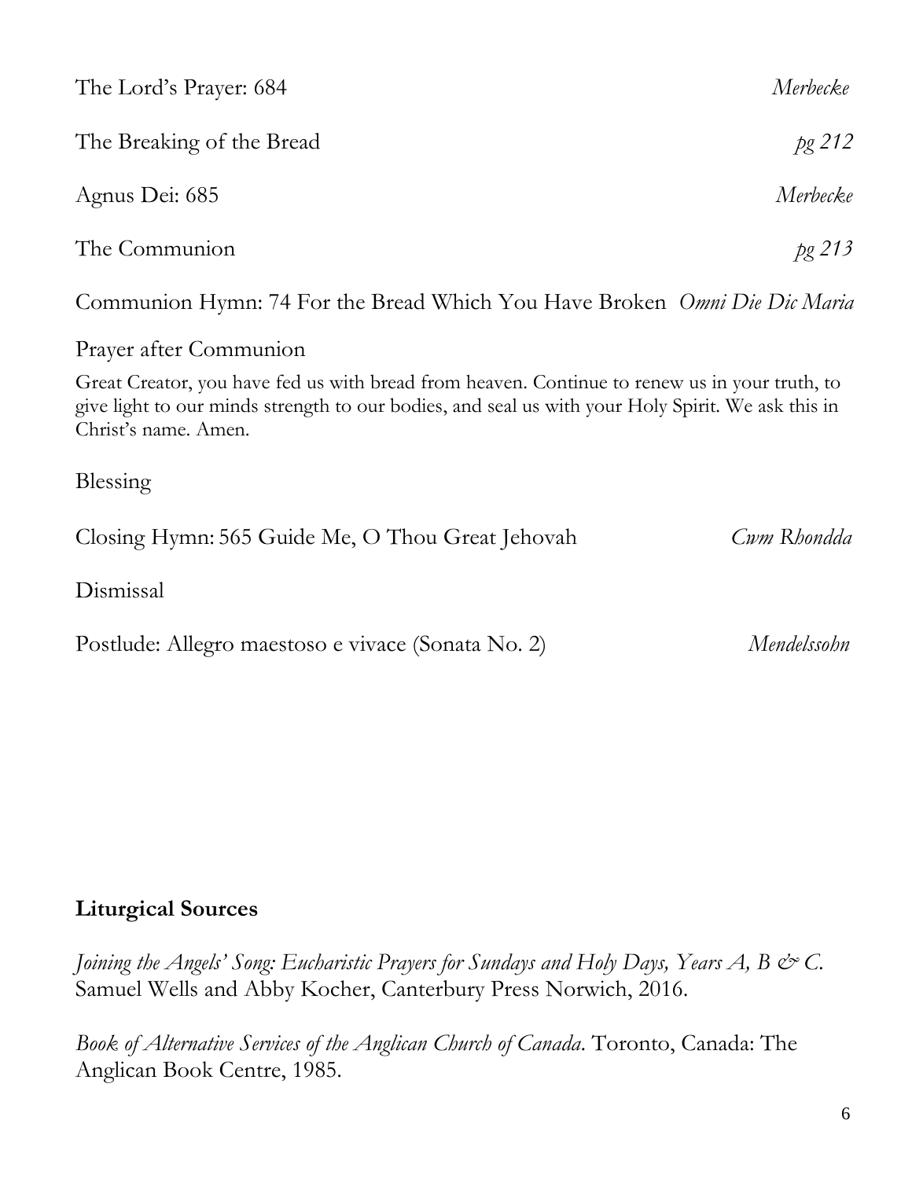The Lord's Prayer: 684 *Merbecke*

The Breaking of the Bread *pg 212*

Agnus Dei: 685 *Merbecke*

The Communion *pg 213*

Communion Hymn: 74 For the Bread Which You Have Broken *Omni Die Dic Maria*

Prayer after Communion

Great Creator, you have fed us with bread from heaven. Continue to renew us in your truth, to give light to our minds strength to our bodies, and seal us with your Holy Spirit. We ask this in Christ's name. Amen.

Blessing

Closing Hymn: 565 Guide Me, O Thou Great Jehovah *Cwm Rhondda*

Dismissal

Postlude: Allegro maestoso e vivace (Sonata No. 2) *Mendelssohn*

**Liturgical Sources**

*Joining the Angels' Song: Eucharistic Prayers for Sundays and Holy Days, Years A, B & C.* Samuel Wells and Abby Kocher, Canterbury Press Norwich, 2016.

*Book of Alternative Services of the Anglican Church of Canada*. Toronto, Canada: The Anglican Book Centre, 1985.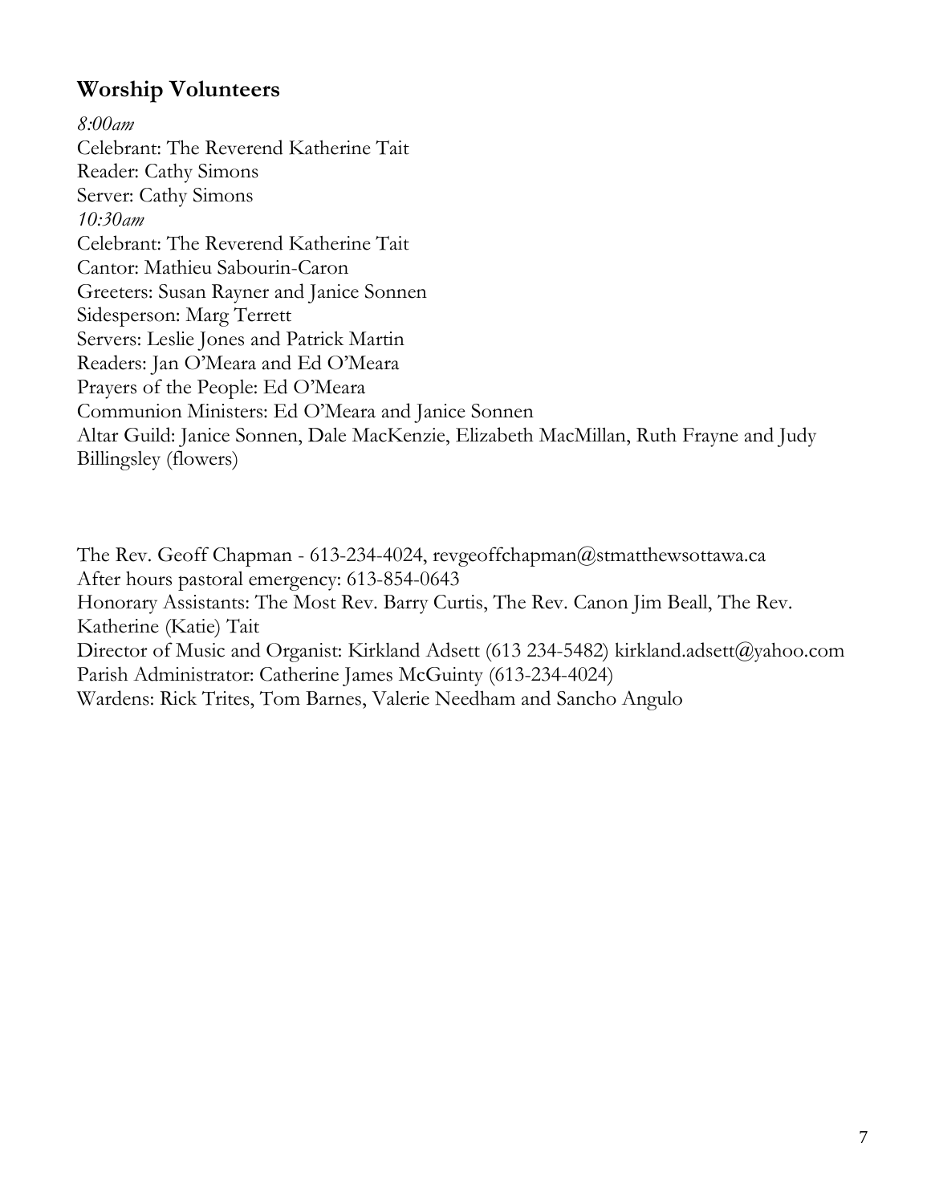## Worship Volunteers

*8:00am*
Celebrant: The Reverend Katherine Tait
Reader: Cathy Simons
Server: Cathy Simons
*10:30am*
Celebrant: The Reverend Katherine Tait
Cantor: Mathieu Sabourin-Caron
Greeters: Susan Rayner and Janice Sonnen
Sidesperson: Marg Terrett
Servers: Leslie Jones and Patrick Martin
Readers: Jan O'Meara and Ed O'Meara
Prayers of the People: Ed O'Meara
Communion Ministers: Ed O'Meara and Janice Sonnen
Altar Guild: Janice Sonnen, Dale MacKenzie, Elizabeth MacMillan, Ruth Frayne and Judy Billingsley (flowers)

The Rev. Geoff Chapman - 613-234-4024, revgeoffchapman@stmatthewsottawa.ca
After hours pastoral emergency: 613-854-0643
Honorary Assistants: The Most Rev. Barry Curtis, The Rev. Canon Jim Beall, The Rev. Katherine (Katie) Tait
Director of Music and Organist: Kirkland Adsett (613 234-5482) kirkland.adsett@yahoo.com
Parish Administrator: Catherine James McGuinty (613-234-4024)
Wardens: Rick Trites, Tom Barnes, Valerie Needham and Sancho Angulo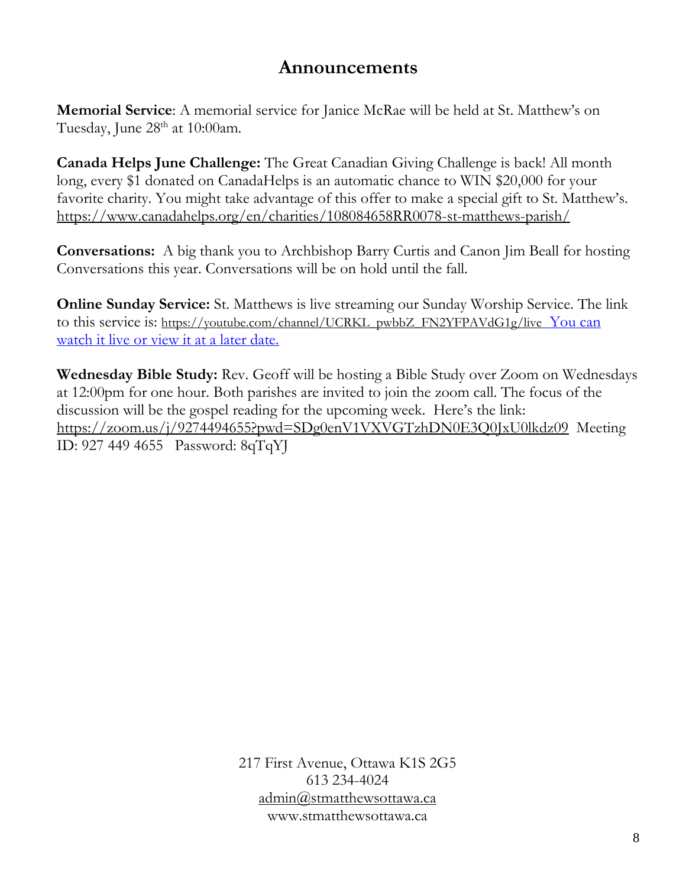## Announcements

**Memorial Service**: A memorial service for Janice McRae will be held at St. Matthew's on Tuesday, June 28th at 10:00am.

**Canada Helps June Challenge:** The Great Canadian Giving Challenge is back! All month long, every $1 donated on CanadaHelps is an automatic chance to WIN $20,000 for your favorite charity. You might take advantage of this offer to make a special gift to St. Matthew's. https://www.canadahelps.org/en/charities/108084658RR0078-st-matthews-parish/

**Conversations:** A big thank you to Archbishop Barry Curtis and Canon Jim Beall for hosting Conversations this year. Conversations will be on hold until the fall.

**Online Sunday Service:** St. Matthews is live streaming our Sunday Worship Service. The link to this service is: https://youtube.com/channel/UCRKL_pwbbZ_FN2YFPAVdG1g/live You can watch it live or view it at a later date.

**Wednesday Bible Study:** Rev. Geoff will be hosting a Bible Study over Zoom on Wednesdays at 12:00pm for one hour. Both parishes are invited to join the zoom call. The focus of the discussion will be the gospel reading for the upcoming week. Here's the link: https://zoom.us/j/9274494655?pwd=SDg0enV1VXVGTzhDN0E3Q0JxU0lkdz09 Meeting ID: 927 449 4655 Password: 8qTqYJ

217 First Avenue, Ottawa K1S 2G5
613 234-4024
admin@stmatthewsottawa.ca
www.stmatthewsottawa.ca